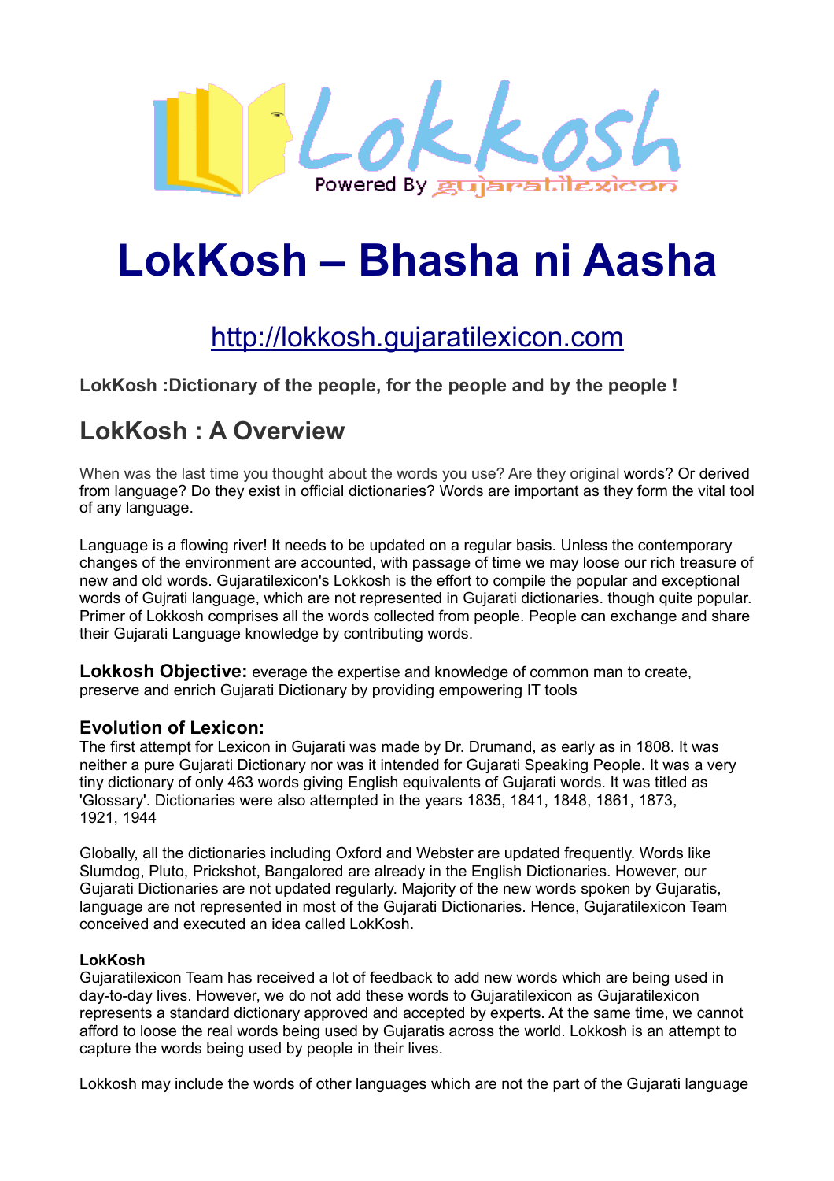# LokKosh – Bhasha ni Aasha

http://lokkosh.gujaratilexicon.com

**LokKosh :Dictionary of the people, for the people and by the people !**

## LokKosh : A Overview

When was the last time you thought about the words you use? Are they original words? Or derived from language? Do they exist in official dictionaries? Words are important as they form the vital tool of any language.

Language is a flowing river! It needs to be updated on a regular basis. Unless the contemporary changes of the environment are accounted, with passage of time we may loose our rich treasure of new and old words. Gujaratilexicon's Lokkosh is the effort to compile the popular and exceptional words of Gujrati language, which are not represented in Gujarati dictionaries. though quite popular. Primer of Lokkosh comprises all the words collected from people. People can exchange and share their Gujarati Language knowledge by contributing words.

**Lokkosh Objective:** everage the expertise and knowledge of common man to create, preserve and enrich Gujarati Dictionary by providing empowering IT tools

### Evolution of Lexicon:

The first attempt for Lexicon in Gujarati was made by Dr. Drumand, as early as in 1808. It was neither a pure Gujarati Dictionary nor was it intended for Gujarati Speaking People. It was a very tiny dictionary of only 463 words giving English equivalents of Gujarati words. It was titled as 'Glossary'. Dictionaries were also attempted in the years 1835, 1841, 1848, 1861, 1873, 1921, 1944

Globally, all the dictionaries including Oxford and Webster are updated frequently. Words like Slumdog, Pluto, Prickshot, Bangalored are already in the English Dictionaries. However, our Gujarati Dictionaries are not updated regularly. Majority of the new words spoken by Gujaratis, language are not represented in most of the Gujarati Dictionaries. Hence, Gujaratilexicon Team conceived and executed an idea called LokKosh.

#### LokKosh

Gujaratilexicon Team has received a lot of feedback to add new words which are being used in day-to-day lives. However, we do not add these words to Gujaratilexicon as Gujaratilexicon represents a standard dictionary approved and accepted by experts. At the same time, we cannot afford to loose the real words being used by Gujaratis across the world. Lokkosh is an attempt to capture the words being used by people in their lives.

Lokkosh may include the words of other languages which are not the part of the Gujarati language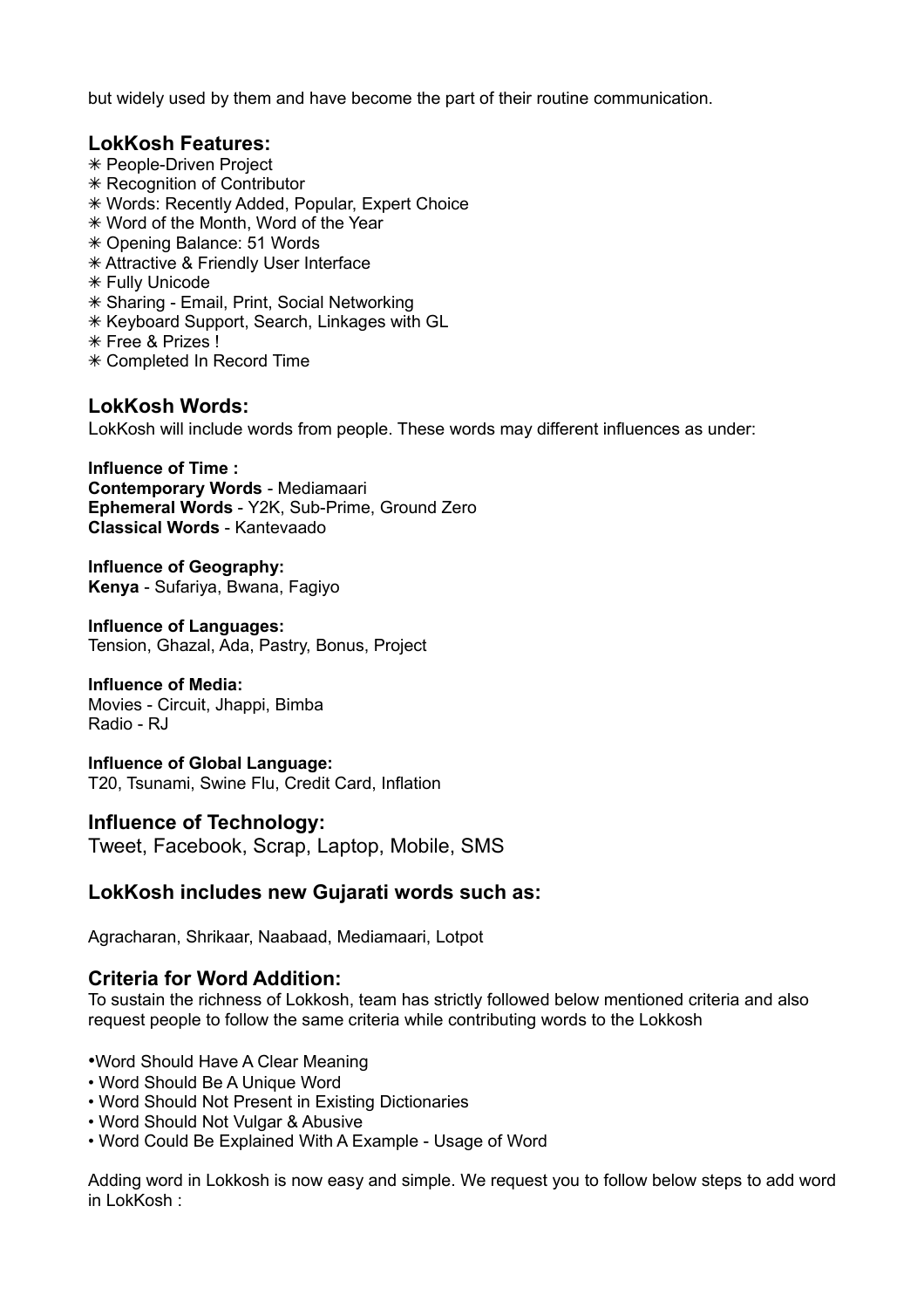but widely used by them and have become the part of their routine communication.

## LokKosh Features:

✳ People-Driven Project
✳ Recognition of Contributor
✳ Words: Recently Added, Popular, Expert Choice
✳ Word of the Month, Word of the Year
✳ Opening Balance: 51 Words
✳ Attractive & Friendly User Interface
✳ Fully Unicode
✳ Sharing - Email, Print, Social Networking
✳ Keyboard Support, Search, Linkages with GL
✳ Free & Prizes !
✳ Completed In Record Time

## LokKosh Words:

LokKosh will include words from people. These words may different influences as under:

**Influence of Time :**
**Contemporary Words** - Mediamaari
**Ephemeral Words** - Y2K, Sub-Prime, Ground Zero
**Classical Words** - Kantevaado

**Influence of Geography:**
**Kenya** - Sufariya, Bwana, Fagiyo

**Influence of Languages:**
Tension, Ghazal, Ada, Pastry, Bonus, Project

**Influence of Media:**
Movies - Circuit, Jhappi, Bimba
Radio - RJ

**Influence of Global Language:**
T20, Tsunami, Swine Flu, Credit Card, Inflation

## Influence of Technology:

Tweet, Facebook, Scrap, Laptop, Mobile, SMS

## LokKosh includes new Gujarati words such as:

Agracharan, Shrikaar, Naabaad, Mediamaari, Lotpot

## Criteria for Word Addition:

To sustain the richness of Lokkosh, team has strictly followed below mentioned criteria and also request people to follow the same criteria while contributing words to the Lokkosh

- Word Should Have A Clear Meaning
- Word Should Be A Unique Word
- Word Should Not Present in Existing Dictionaries
- Word Should Not Vulgar & Abusive
- Word Could Be Explained With A Example - Usage of Word

Adding word in Lokkosh is now easy and simple. We request you to follow below steps to add word in LokKosh :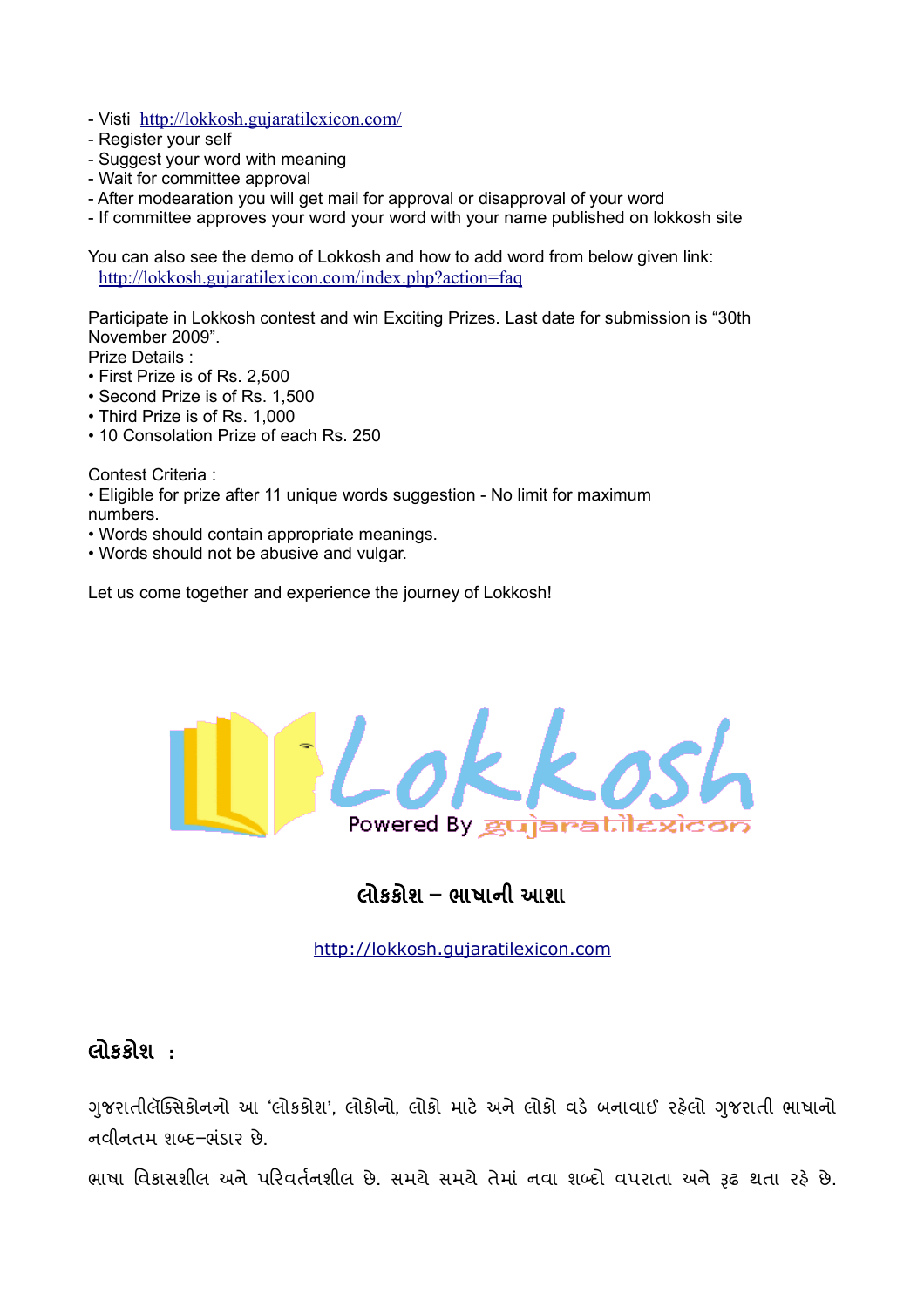- Visti http://lokkosh.gujaratilexicon.com/
- Register your self
- Suggest your word with meaning
- Wait for committee approval
- After modearation you will get mail for approval or disapproval of your word
- If committee approves your word your word with your name published on lokkosh site

You can also see the demo of Lokkosh and how to add word from below given link:
http://lokkosh.gujaratilexicon.com/index.php?action=faq

Participate in Lokkosh contest and win Exciting Prizes. Last date for submission is "30th November 2009".

Prize Details :

- First Prize is of Rs. 2,500
- Second Prize is of Rs. 1,500
- Third Prize is of Rs. 1,000
- 10 Consolation Prize of each Rs. 250

Contest Criteria :

- Eligible for prize after 11 unique words suggestion - No limit for maximum numbers.
- Words should contain appropriate meanings.
- Words should not be abusive and vulgar.

Let us come together and experience the journey of Lokkosh!

Lokkosh Powered By gujaratilexicon

**લોકકોશ – ભાષાની આશા**

http://lokkosh.gujaratilexicon.com

## લોકકોશ :

ગુજરાતીલેક્સિકોનનો આ 'લોકકોશ', લોકોનો, લોકો માટે અને લોકો વડે બનાવાઈ રહેલો ગુજરાતી ભાષાનો નવીનતમ શબ્દ–ભંડાર છે.

ભાષા વિકાસશીલ અને પરિવર્તનશીલ છે. સમયે સમયે તેમાં નવા શબ્દો વપરાતા અને રૂઢ થતા રહે છે.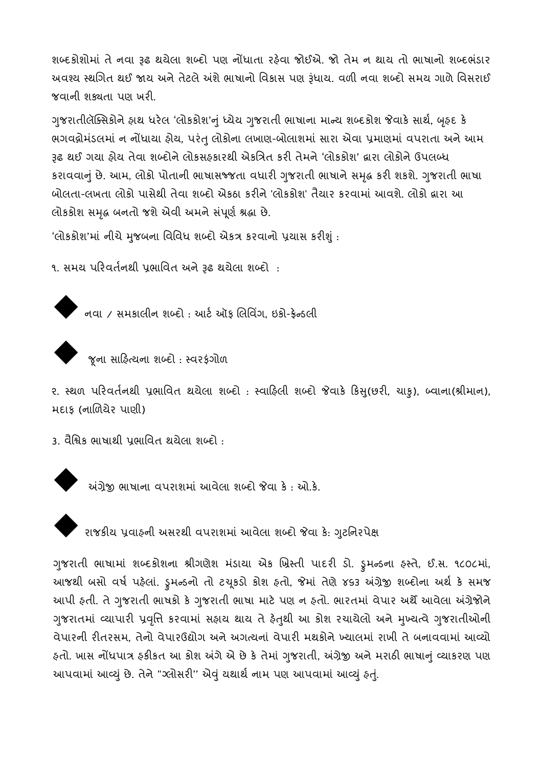શબ્દકોશોમાં તે નવા રૂઢ થયેલા શબ્દો પણ નોંધાતા રહેવા જોઈએ. જો તેમ ન થાય તો ભાષાનો શબ્દભંડાર અવશ્ય સ્થગિત થઈ જાય અને તેટલે અંશે ભાષાનો વિકાસ પણ રૂંધાય. વળી નવા શબ્દો સમય ગાળે વિસરાઈ જવાની શક્યતા પણ ખરી.

ગુજરાતીલેક્સિકોને હાથ ધરેલ 'લોકકોશ'નું ધ્યેય ગુજરાતી ભાષાના માન્ય શબ્દકોશ જેવાકે સાર્થ, બૃહદ કે ભગવદ્ગોમંડલમાં ન નોંધાયા હોય, પરંતુ લોકોના લખાણ-બોલાશમાં સારા એવા પ્રમાણમાં વપરાતા અને આમ રૂઢ થઈ ગયા હોય તેવા શબ્દોને લોકસહકારથી એકત્રિત કરી તેમને 'લોકકોશ' દ્વારા લોકોને ઉપલબ્ધ કરાવવાનું છે. આમ, લોકો પોતાની ભાષાસજ્જતા વધારી ગુજરાતી ભાષાને સમૃદ્ધ કરી શકશે. ગુજરાતી ભાષા બોલતા-લખતા લોકો પાસેથી તેવા શબ્દો એકઠા કરીને 'લોકકોશ' તૈયાર કરવામાં આવશે. લોકો દ્વારા આ લોકકોશ સમૃદ્ધ બનતો જશે એવી અમને સંપૂર્ણ શ્રદ્ધા છે.

'લોકકોશ'માં નીચે મુજબના વિવિધ શબ્દો એકત્ર કરવાનો પ્રયાસ કરીશું :

૧. સમય પરિવર્તનથી પ્રભાવિત અને રૂઢ થયેલા શબ્દો :

- નવા / સમકાલીન શબ્દો : આર્ટ ઑફ લિવિંગ, ઇકો-ફ્રેન્ડલી
- જૂના સાહિત્યના શબ્દો : સ્વરફંગોળ

૨. સ્થળ પરિવર્તનથી પ્રભાવિત થયેલા શબ્દો : સ્વાહિલી શબ્દો જેવાકે કિસુ(છરી, ચાકુ), બ્વાના(શ્રીમાન), મદાફ (નાળિયેર પાણી)

૩. વૈશ્વિક ભાષાથી પ્રભાવિત થયેલા શબ્દો :

- અંગ્રેજી ભાષાના વપરાશમાં આવેલા શબ્દો જેવા કે : ઓ.કે.
- રાજકીય પ્રવાહની અસરથી વપરાશમાં આવેલા શબ્દો જેવા કે: ગુટનિરપેક્ષ

ગુજરાતી ભાષામાં શબ્દકોશના શ્રીગણેશ મંડાયા એક ખ્રિસ્તી પાદરી ડો. ડ્રુમન્ડના હસ્તે, ઈ.સ. ૧૮૦૮માં, આજથી બસો વર્ષ પહેલાં. ડ્રુમન્ડનો તો ટચૂકડો કોશ હતો, જેમાં તેણે ૪૬૩ અંગ્રેજી શબ્દોના અર્થ કે સમજ આપી હતી. તે ગુજરાતી ભાષકો કે ગુજરાતી ભાષા માટે પણ ન હતો. ભારતમાં વેપાર અર્થે આવેલા અંગ્રેજોને ગુજરાતમાં વ્યાપારી પ્રવૃત્તિ કરવામાં સહાય થાય તે હેતુથી આ કોશ રચાયેલો અને મુખ્યત્વે ગુજરાતીઓની વેપારની રીતરસમ, તેનો વેપારઉદ્યોગ અને અગત્યનાં વેપારી મથકોને ખ્યાલમાં રાખી તે બનાવવામાં આવ્યો હતો. ખાસ નોંધપાત્ર હકીકત આ કોશ અંગે એ છે કે તેમાં ગુજરાતી, અંગ્રેજી અને મરાઠી ભાષાનું વ્યાકરણ પણ આપવામાં આવ્યું છે. તેને "ગ્લોસરી" એવું યથાર્થ નામ પણ આપવામાં આવ્યું હતું.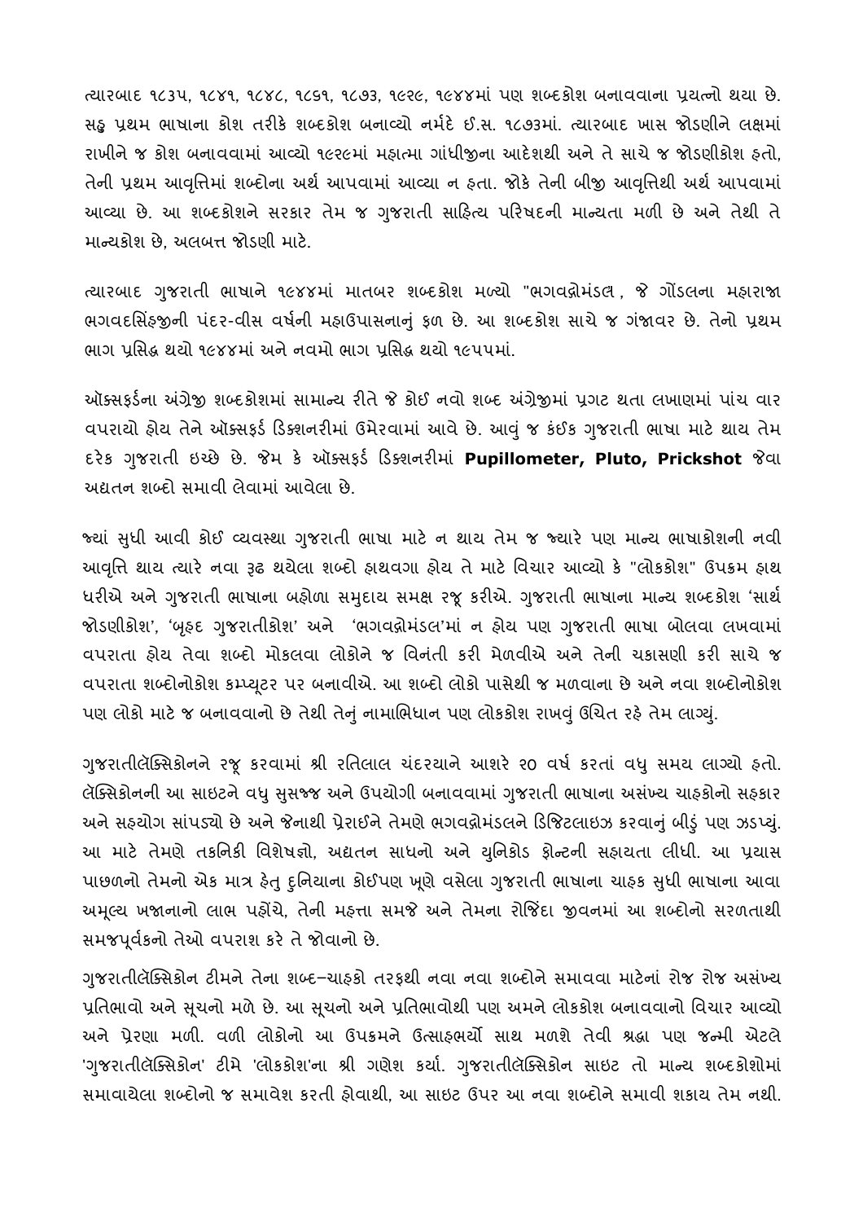ત્યારબાદ ૧૮૩૫, ૧૮૪૧, ૧૮૪૮, ૧૮૬૧, ૧૮૭૩, ૧૯૨૯, ૧૯૪૪માં પણ શબ્દકોશ બનાવવાના પ્રયત્નો થયા છે. સહુ પ્રથમ ભાષાના કોશ તરીકે શબ્દકોશ બનાવ્યો નર્મદે ઈ.સ. ૧૮૭૩માં. ત્યારબાદ ખાસ જોડણીને લક્ષમાં રાખીને જ કોશ બનાવવામાં આવ્યો ૧૯૨૯માં મહાત્મા ગાંધીજીના આદેશથી અને તે સાચે જ જોડણીકોશ હતો, તેની પ્રથમ આવૃત્તિમાં શબ્દોના અર્થ આપવામાં આવ્યા ન હતા. જોકે તેની બીજી આવૃત્તિથી અર્થ આપવામાં આવ્યા છે. આ શબ્દકોશને સરકાર તેમ જ ગુજરાતી સાહિત્ય પરિષદની માન્યતા મળી છે અને તેથી તે માન્યકોશ છે, અલબત્ત જોડણી માટે.

ત્યારબાદ ગુજરાતી ભાષાને ૧૯૪૪માં માતબર શબ્દકોશ મળ્યો "ભગવદ્ગોમંડલ, જે ગોંડલના મહારાજા ભગવદસિંહજીની પંદર-વીસ વર્ષની મહાઉપાસનાનું ફળ છે. આ શબ્દકોશ સાચે જ ગંજાવર છે. તેનો પ્રથમ ભાગ પ્રસિદ્ધ થયો ૧૯૪૪માં અને નવમો ભાગ પ્રસિદ્ધ થયો ૧૯૫૫માં.

ઑક્સફર્ડના અંગ્રેજી શબ્દકોશમાં સામાન્ય રીતે જે કોઈ નવો શબ્દ અંગ્રેજીમાં પ્રગટ થતા લખાણમાં પાંચ વાર વપરાયો હોય તેને ઑક્સફર્ડ ડિક્શનરીમાં ઉમેરવામાં આવે છે. આવું જ કંઈક ગુજરાતી ભાષા માટે થાય તેમ દરેક ગુજરાતી ઇચ્છે છે. જેમ કે ઑક્સફર્ડ ડિક્શનરીમાં **Pupillometer, Pluto, Prickshot** જેવા અદ્યતન શબ્દો સમાવી લેવામાં આવેલા છે.

જ્યાં સુધી આવી કોઈ વ્યવસ્થા ગુજરાતી ભાષા માટે ન થાય તેમ જ જ્યારે પણ માન્ય ભાષાકોશની નવી આવૃત્તિ થાય ત્યારે નવા રૂઢ થયેલા શબ્દો હાથવગા હોય તે માટે વિચાર આવ્યો કે "લોકકોશ" ઉપક્રમ હાથ ધરીએ અને ગુજરાતી ભાષાના બહોળા સમુદાય સમક્ષ રજૂ કરીએ. ગુજરાતી ભાષાના માન્ય શબ્દકોશ 'સાર્થ જોડણીકોશ', 'બૃહદ ગુજરાતીકોશ' અને 'ભગવદ્ગોમંડલ'માં ન હોય પણ ગુજરાતી ભાષા બોલવા લખવામાં વપરાતા હોય તેવા શબ્દો મોકલવા લોકોને જ વિનંતી કરી મેળવીએ અને તેની ચકાસણી કરી સાચે જ વપરાતા શબ્દોનોકોશ કમ્પ્યૂટર પર બનાવીએ. આ શબ્દો લોકો પાસેથી જ મળવાના છે અને નવા શબ્દોનોકોશ પણ લોકો માટે જ બનાવવાનો છે તેથી તેનું નામાભિધાન પણ લોકકોશ રાખવું ઉચિત રહે તેમ લાગ્યું.

ગુજરાતીલૅક્સિકોનને રજૂ કરવામાં શ્રી રતિલાલ ચંદરયાને આશરે ૨૦ વર્ષ કરતાં વધુ સમય લાગ્યો હતો. લૅક્સિકોનની આ સાઇટને વધુ સુસજ્જ અને ઉપયોગી બનાવવામાં ગુજરાતી ભાષાના અસંખ્ય ચાહકોનો સહકાર અને સહયોગ સાંપડ્યો છે અને જેનાથી પ્રેરાઈને તેમણે ભગવદ્ગોમંડલને ડિજિટલાઇઝ કરવાનું બીડું પણ ઝડપ્યું. આ માટે તેમણે તકનિકી વિશેષજ્ઞો, અદ્યતન સાધનો અને યુનિકોડ ફોન્ટની સહાયતા લીધી. આ પ્રયાસ પાછળનો તેમનો એક માત્ર હેતુ દુનિયાના કોઈપણ ખૂણે વસેલા ગુજરાતી ભાષાના ચાહક સુધી ભાષાના આવા અમૂલ્ય ખજાનાનો લાભ પહોંચે, તેની મહત્તા સમજે અને તેમના રોજિંદા જીવનમાં આ શબ્દોનો સરળતાથી સમજપૂર્વકનો તેઓ વપરાશ કરે તે જોવાનો છે.

ગુજરાતીલૅક્સિકોન ટીમને તેના શબ્દ–ચાહકો તરફથી નવા નવા શબ્દોને સમાવવા માટેનાં રોજ રોજ અસંખ્ય પ્રતિભાવો અને સૂચનો મળે છે. આ સૂચનો અને પ્રતિભાવોથી પણ અમને લોકકોશ બનાવવાનો વિચાર આવ્યો અને પ્રેરણા મળી. વળી લોકોનો આ ઉપક્રમને ઉત્સાહભર્યો સાથ મળશે તેવી શ્રદ્ધા પણ જન્મી એટલે 'ગુજરાતીલૅક્સિકોન' ટીમે 'લોકકોશ'ના શ્રી ગણેશ કર્યા. ગુજરાતીલૅક્સિકોન સાઇટ તો માન્ય શબ્દકોશોમાં સમાવાયેલા શબ્દોનો જ સમાવેશ કરતી હોવાથી, આ સાઇટ ઉપર આ નવા શબ્દોને સમાવી શકાય તેમ નથી.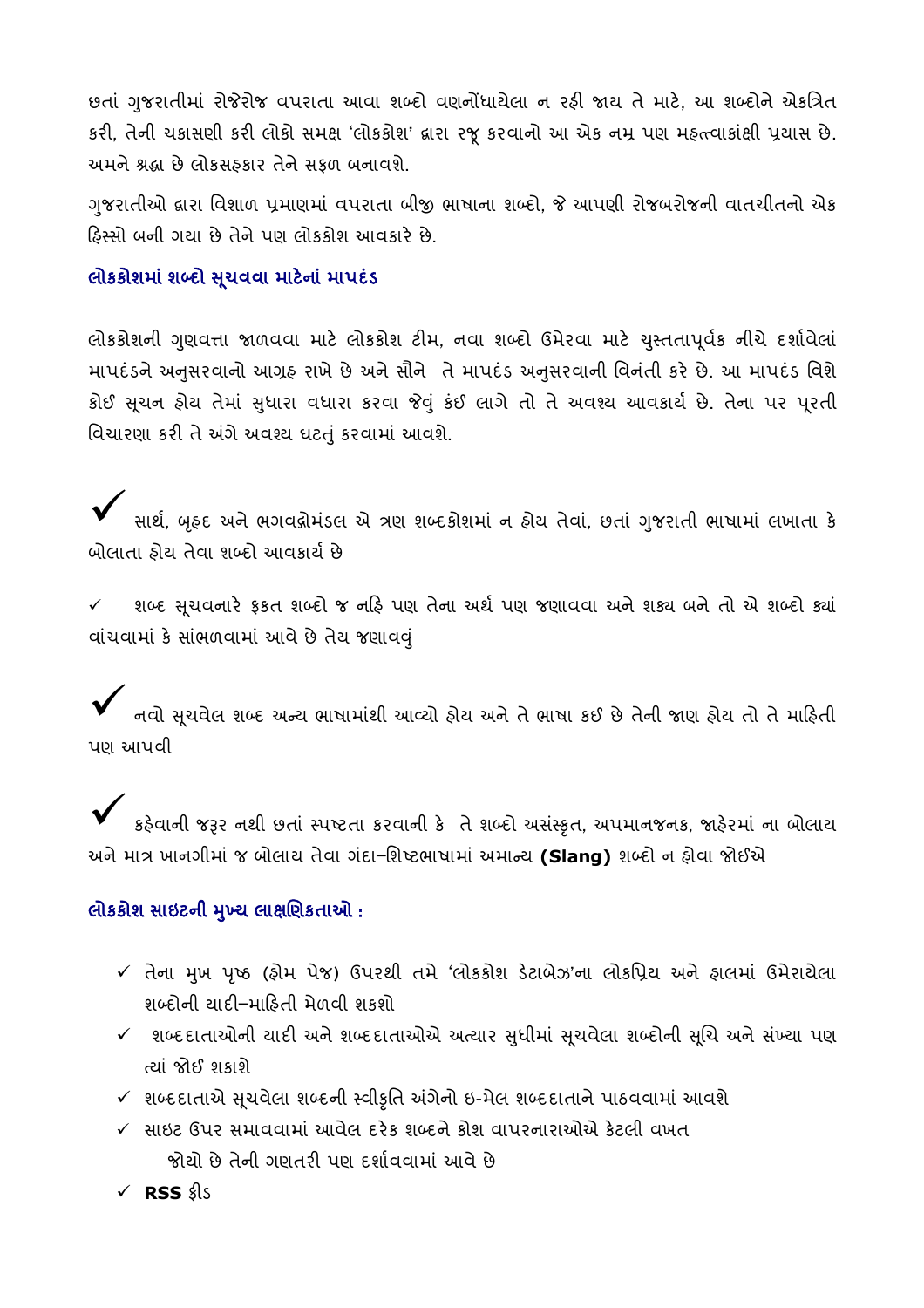છતાં ગુજરાતીમાં રોજેરોજ વપરાતા આવા શબ્દો વણનોંધાયેલા ન રહી જાય તે માટે, આ શબ્દોને એકત્રિત કરી, તેની ચકાસણી કરી લોકો સમક્ષ 'લોકકોશ' દ્વારા રજૂ કરવાનો આ એક નમ્ર પણ મહત્ત્વાકાંક્ષી પ્રયાસ છે. અમને શ્રદ્ધા છે લોકસહકાર તેને સફળ બનાવશે.

ગુજરાતીઓ દ્વારા વિશાળ પ્રમાણમાં વપરાતા બીજી ભાષાના શબ્દો, જે આપણી રોજબરોજની વાતચીતનો એક હિસ્સો બની ગયા છે તેને પણ લોકકોશ આવકારે છે.

### લોકકોશમાં શબ્દો સૂચવવા માટેનાં માપદંડ

લોકકોશની ગુણવત્તા જાળવવા માટે લોકકોશ ટીમ, નવા શબ્દો ઉમેરવા માટે ચુસ્તતાપૂર્વક નીચે દર્શાવેલાં માપદંડને અનુસરવાનો આગ્રહ રાખે છે અને સૌને તે માપદંડ અનુસરવાની વિનંતી કરે છે. આ માપદંડ વિશે કોઈ સૂચન હોય તેમાં સુધારા વધારા કરવા જેવું કંઈ લાગે તો તે અવશ્ય આવકાર્ય છે. તેના પર પૂરતી વિચારણા કરી તે અંગે અવશ્ય ઘટતું કરવામાં આવશે.

- ✓ સાર્થ, બૃહદ અને ભગવદ્ગોમંડલ એ ત્રણ શબ્દકોશમાં ન હોય તેવાં, છતાં ગુજરાતી ભાષામાં લખાતા કે બોલાતા હોય તેવા શબ્દો આવકાર્ય છે
- ✓ શબ્દ સૂચવનારે ફકત શબ્દો જ નહિ પણ તેના અર્થ પણ જણાવવા અને શક્ય બને તો એ શબ્દો ક્યાં વાંચવામાં કે સાંભળવામાં આવે છે તેય જણાવવું
- ✓ નવો સૂચવેલ શબ્દ અન્ય ભાષામાંથી આવ્યો હોય અને તે ભાષા કઈ છે તેની જાણ હોય તો તે માહિતી પણ આપવી
- ✓ કહેવાની જરૂર નથી છતાં સ્પષ્ટતા કરવાની કે તે શબ્દો અસંસ્કૃત, અપમાનજનક, જાહેરમાં ના બોલાય અને માત્ર ખાનગીમાં જ બોલાય તેવા ગંદા–શિષ્ટભાષામાં અમાન્ય **(Slang)** શબ્દો ન હોવા જોઈએ

### લોકકોશ સાઇટની મુખ્ય લાક્ષણિકતાઓ :

- ✓ તેના મુખ પૃષ્ઠ (હોમ પેજ) ઉપરથી તમે 'લોકકોશ ડેટાબેઝ'ના લોકપ્રિય અને હાલમાં ઉમેરાયેલા શબ્દોની યાદી–માહિતી મેળવી શકશો
- ✓ શબ્દદાતાઓની યાદી અને શબ્દદાતાઓએ અત્યાર સુધીમાં સૂચવેલા શબ્દોની સૂચિ અને સંખ્યા પણ ત્યાં જોઈ શકાશે
- ✓ શબ્દદાતાએ સૂચવેલા શબ્દની સ્વીકૃતિ અંગેનો ઇ-મેલ શબ્દદાતાને પાઠવવામાં આવશે
- ✓ સાઇટ ઉપર સમાવવામાં આવેલ દરેક શબ્દને કોશ વાપરનારાઓએ કેટલી વખત જોયો છે તેની ગણતરી પણ દર્શાવવામાં આવે છે
- ✓ **RSS** ફીડ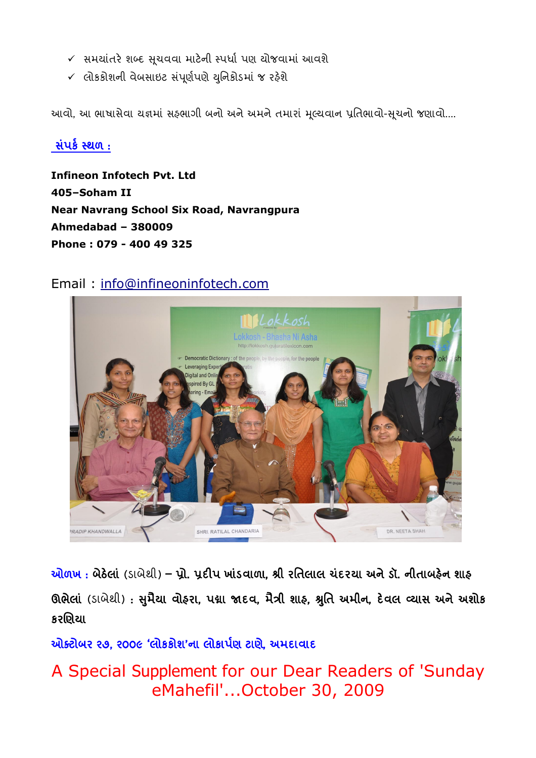- ✓ સમયાંતરે શબ્દ સૂચવવા માટેની સ્પર્ધા પણ યોજવામાં આવશે
- ✓ લોકકોશની વેબસાઇટ સંપૂર્ણપણે યુનિકોડમાં જ રહેશે

આવો, આ ભાષાસેવા યજ્ઞમાં સહભાગી બનો અને અમને તમારાં મૂલ્યવાન પ્રતિભાવો-સૂચનો જણાવો....

**સંપર્ક સ્થળ :**

**Infineon Infotech Pvt. Ltd**
**405–Soham II**
**Near Navrang School Six Road, Navrangpura**
**Ahmedabad – 380009**
**Phone : 079 - 400 49 325**

Email : info@infineoninfotech.com

**ઓળખ :** **બેઠેલાં** (ડાબેથી) **– પ્રો. પ્રદીપ ખાંડવાળા, શ્રી રતિલાલ ચંદરયા અને ડૉ. નીતાબહેન શાહ**

**ઊભેલાં** (ડાબેથી) **: સુમૈયા વોહરા, પદ્મા જાદવ, મૈત્રી શાહ, શ્રુતિ અમીન, દેવલ વ્યાસ અને અશોક કરણિયા**

**ઓક્ટોબર ૨૭, ૨૦૦૯ 'લોકકોશ'ના લોકાર્પણ ટાણે, અમદાવાદ**

A Special Supplement for our Dear Readers of 'Sunday eMahefil'...October 30, 2009